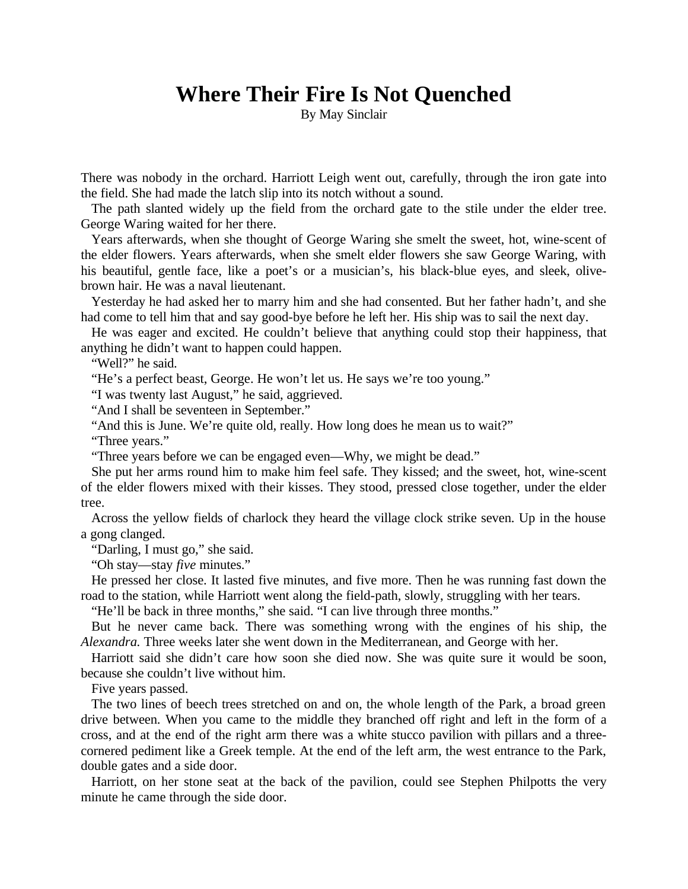# Where Their Fire Is Not Quenched

By May Sinclair

There was nobody in the orchard. Harriott Leigh went out, carefully, through the iron gate into the field. She had made the latch slip into its notch without a sound.

The path slanted widely up the field from the orchard gate to the stile under the elder tree. George Waring waited for her there.

Years afterwards, when she thought of George Waring she smelt the sweet, hot, wine-scent of the elder flowers. Years afterwards, when she smelt elder flowers she saw George Waring, with his beautiful, gentle face, like a poet's or a musician's, his black-blue eyes, and sleek, olive-brown hair. He was a naval lieutenant.

Yesterday he had asked her to marry him and she had consented. But her father hadn't, and she had come to tell him that and say good-bye before he left her. His ship was to sail the next day.

He was eager and excited. He couldn't believe that anything could stop their happiness, that anything he didn't want to happen could happen.

"Well?" he said.

"He's a perfect beast, George. He won't let us. He says we're too young."

"I was twenty last August," he said, aggrieved.

"And I shall be seventeen in September."

"And this is June. We're quite old, really. How long does he mean us to wait?"

"Three years."

"Three years before we can be engaged even—Why, we might be dead."

She put her arms round him to make him feel safe. They kissed; and the sweet, hot, wine-scent of the elder flowers mixed with their kisses. They stood, pressed close together, under the elder tree.

Across the yellow fields of charlock they heard the village clock strike seven. Up in the house a gong clanged.

"Darling, I must go," she said.

"Oh stay—stay *five* minutes."

He pressed her close. It lasted five minutes, and five more. Then he was running fast down the road to the station, while Harriott went along the field-path, slowly, struggling with her tears.

"He'll be back in three months," she said. "I can live through three months."

But he never came back. There was something wrong with the engines of his ship, the *Alexandra.* Three weeks later she went down in the Mediterranean, and George with her.

Harriott said she didn't care how soon she died now. She was quite sure it would be soon, because she couldn't live without him.

Five years passed.

The two lines of beech trees stretched on and on, the whole length of the Park, a broad green drive between. When you came to the middle they branched off right and left in the form of a cross, and at the end of the right arm there was a white stucco pavilion with pillars and a three-cornered pediment like a Greek temple. At the end of the left arm, the west entrance to the Park, double gates and a side door.

Harriott, on her stone seat at the back of the pavilion, could see Stephen Philpotts the very minute he came through the side door.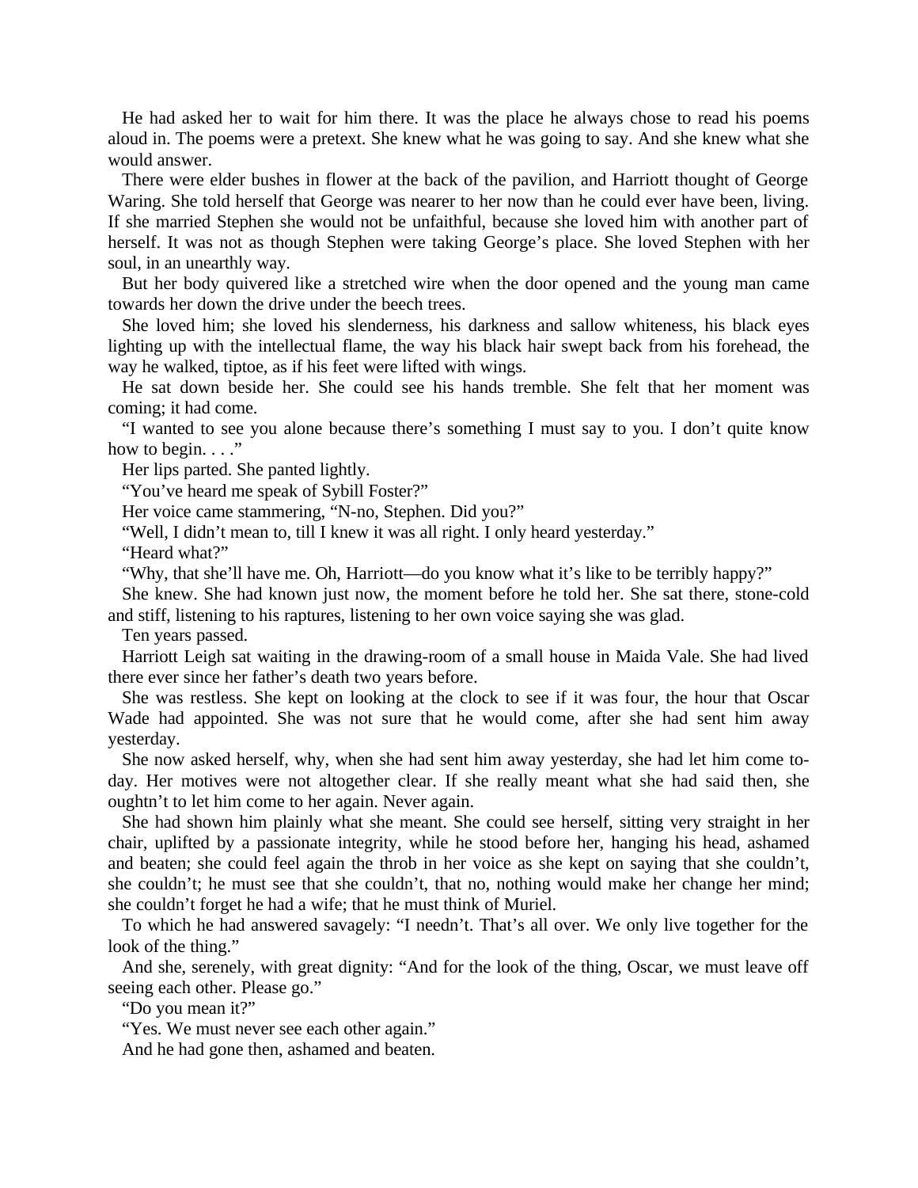He had asked her to wait for him there. It was the place he always chose to read his poems aloud in. The poems were a pretext. She knew what he was going to say. And she knew what she would answer.

There were elder bushes in flower at the back of the pavilion, and Harriott thought of George Waring. She told herself that George was nearer to her now than he could ever have been, living. If she married Stephen she would not be unfaithful, because she loved him with another part of herself. It was not as though Stephen were taking George's place. She loved Stephen with her soul, in an unearthly way.

But her body quivered like a stretched wire when the door opened and the young man came towards her down the drive under the beech trees.

She loved him; she loved his slenderness, his darkness and sallow whiteness, his black eyes lighting up with the intellectual flame, the way his black hair swept back from his forehead, the way he walked, tiptoe, as if his feet were lifted with wings.

He sat down beside her. She could see his hands tremble. She felt that her moment was coming; it had come.

"I wanted to see you alone because there's something I must say to you. I don't quite know how to begin. . . ."

Her lips parted. She panted lightly.

"You've heard me speak of Sybill Foster?"

Her voice came stammering, "N-no, Stephen. Did you?"

"Well, I didn't mean to, till I knew it was all right. I only heard yesterday."

"Heard what?"

"Why, that she'll have me. Oh, Harriott—do you know what it's like to be terribly happy?"

She knew. She had known just now, the moment before he told her. She sat there, stone-cold and stiff, listening to his raptures, listening to her own voice saying she was glad.

Ten years passed.

Harriott Leigh sat waiting in the drawing-room of a small house in Maida Vale. She had lived there ever since her father's death two years before.

She was restless. She kept on looking at the clock to see if it was four, the hour that Oscar Wade had appointed. She was not sure that he would come, after she had sent him away yesterday.

She now asked herself, why, when she had sent him away yesterday, she had let him come to-day. Her motives were not altogether clear. If she really meant what she had said then, she oughtn't to let him come to her again. Never again.

She had shown him plainly what she meant. She could see herself, sitting very straight in her chair, uplifted by a passionate integrity, while he stood before her, hanging his head, ashamed and beaten; she could feel again the throb in her voice as she kept on saying that she couldn't, she couldn't; he must see that she couldn't, that no, nothing would make her change her mind; she couldn't forget he had a wife; that he must think of Muriel.

To which he had answered savagely: "I needn't. That's all over. We only live together for the look of the thing."

And she, serenely, with great dignity: "And for the look of the thing, Oscar, we must leave off seeing each other. Please go."

"Do you mean it?"

"Yes. We must never see each other again."

And he had gone then, ashamed and beaten.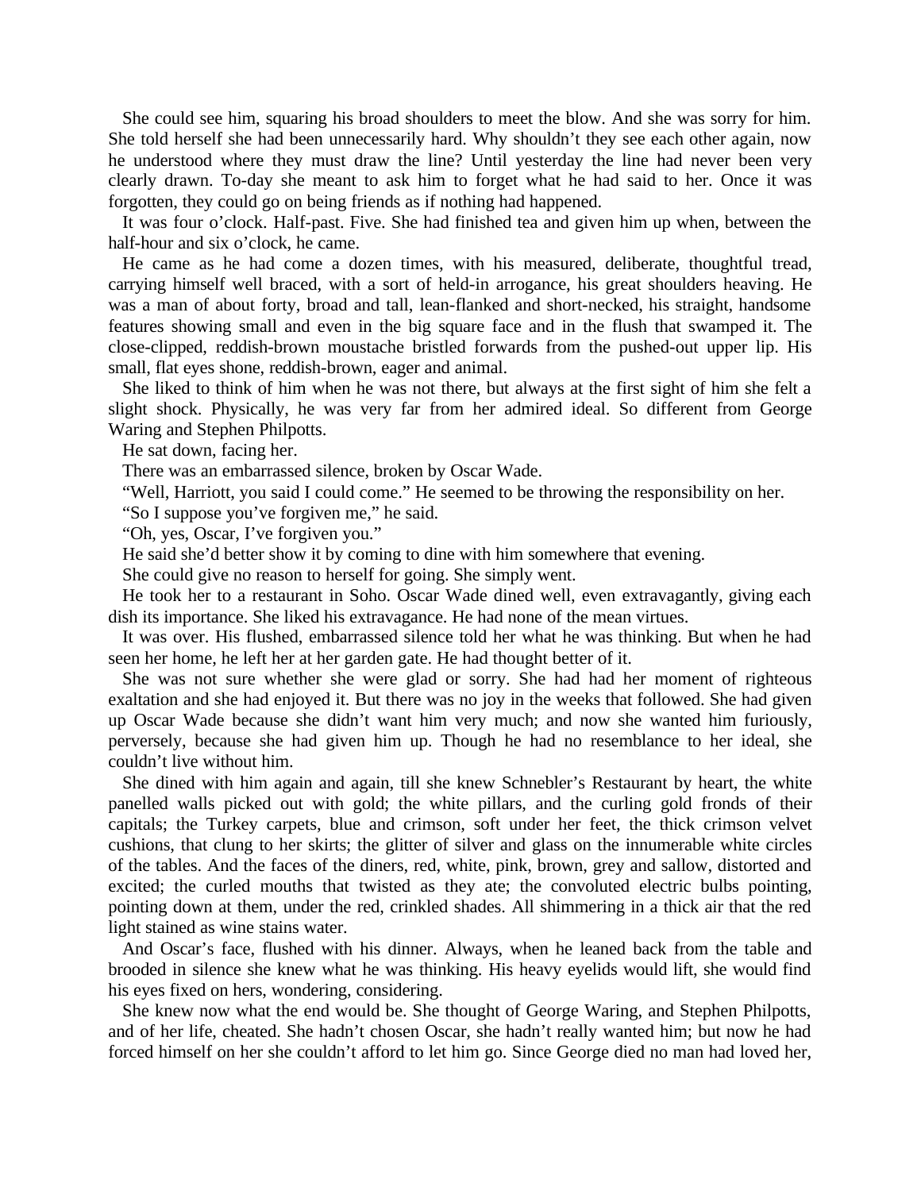She could see him, squaring his broad shoulders to meet the blow. And she was sorry for him. She told herself she had been unnecessarily hard. Why shouldn't they see each other again, now he understood where they must draw the line? Until yesterday the line had never been very clearly drawn. To-day she meant to ask him to forget what he had said to her. Once it was forgotten, they could go on being friends as if nothing had happened.

It was four o'clock. Half-past. Five. She had finished tea and given him up when, between the half-hour and six o'clock, he came.

He came as he had come a dozen times, with his measured, deliberate, thoughtful tread, carrying himself well braced, with a sort of held-in arrogance, his great shoulders heaving. He was a man of about forty, broad and tall, lean-flanked and short-necked, his straight, handsome features showing small and even in the big square face and in the flush that swamped it. The close-clipped, reddish-brown moustache bristled forwards from the pushed-out upper lip. His small, flat eyes shone, reddish-brown, eager and animal.

She liked to think of him when he was not there, but always at the first sight of him she felt a slight shock. Physically, he was very far from her admired ideal. So different from George Waring and Stephen Philpotts.

He sat down, facing her.

There was an embarrassed silence, broken by Oscar Wade.

"Well, Harriott, you said I could come." He seemed to be throwing the responsibility on her.

"So I suppose you've forgiven me," he said.

"Oh, yes, Oscar, I've forgiven you."

He said she'd better show it by coming to dine with him somewhere that evening.

She could give no reason to herself for going. She simply went.

He took her to a restaurant in Soho. Oscar Wade dined well, even extravagantly, giving each dish its importance. She liked his extravagance. He had none of the mean virtues.

It was over. His flushed, embarrassed silence told her what he was thinking. But when he had seen her home, he left her at her garden gate. He had thought better of it.

She was not sure whether she were glad or sorry. She had had her moment of righteous exaltation and she had enjoyed it. But there was no joy in the weeks that followed. She had given up Oscar Wade because she didn't want him very much; and now she wanted him furiously, perversely, because she had given him up. Though he had no resemblance to her ideal, she couldn't live without him.

She dined with him again and again, till she knew Schnebler's Restaurant by heart, the white panelled walls picked out with gold; the white pillars, and the curling gold fronds of their capitals; the Turkey carpets, blue and crimson, soft under her feet, the thick crimson velvet cushions, that clung to her skirts; the glitter of silver and glass on the innumerable white circles of the tables. And the faces of the diners, red, white, pink, brown, grey and sallow, distorted and excited; the curled mouths that twisted as they ate; the convoluted electric bulbs pointing, pointing down at them, under the red, crinkled shades. All shimmering in a thick air that the red light stained as wine stains water.

And Oscar's face, flushed with his dinner. Always, when he leaned back from the table and brooded in silence she knew what he was thinking. His heavy eyelids would lift, she would find his eyes fixed on hers, wondering, considering.

She knew now what the end would be. She thought of George Waring, and Stephen Philpotts, and of her life, cheated. She hadn't chosen Oscar, she hadn't really wanted him; but now he had forced himself on her she couldn't afford to let him go. Since George died no man had loved her,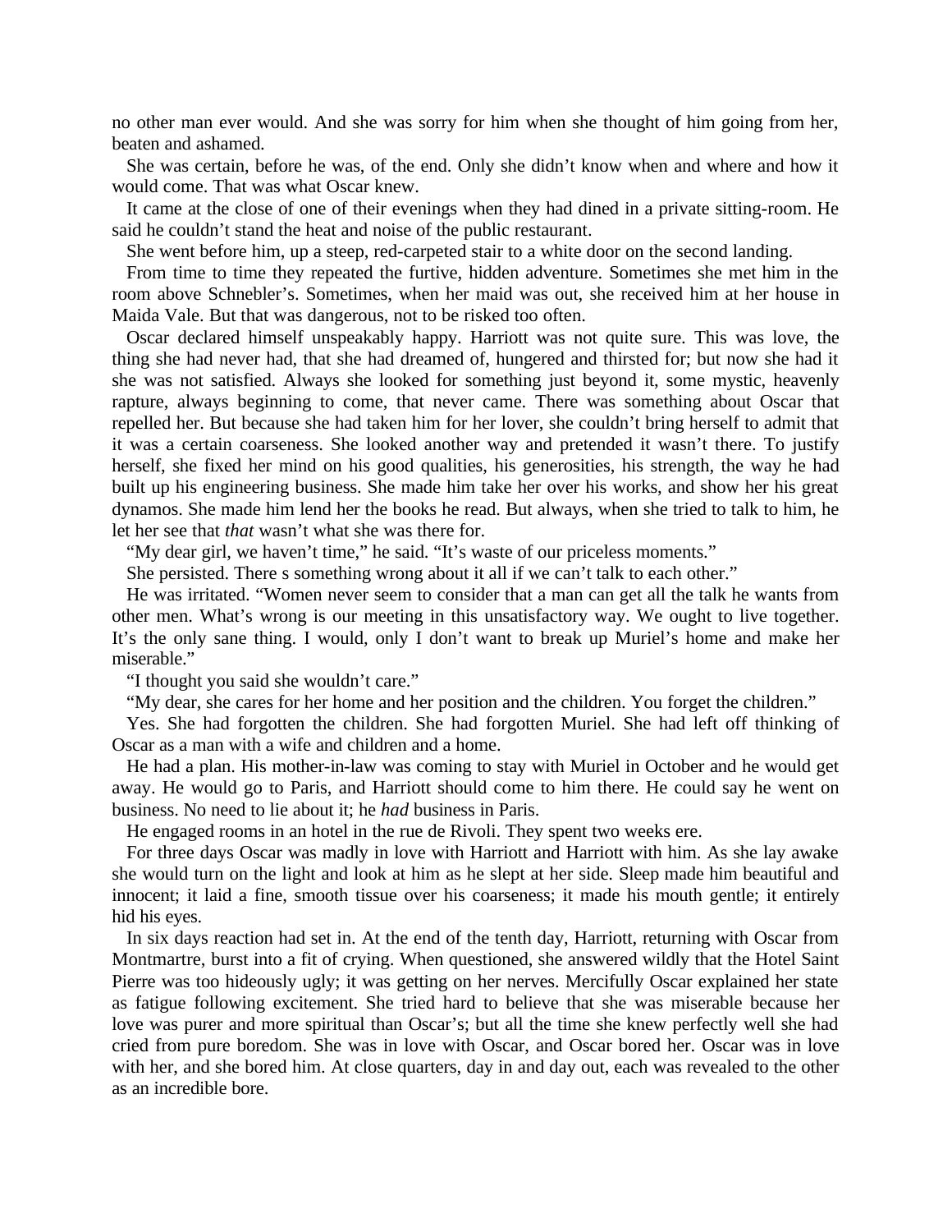no other man ever would. And she was sorry for him when she thought of him going from her, beaten and ashamed.

She was certain, before he was, of the end. Only she didn't know when and where and how it would come. That was what Oscar knew.

It came at the close of one of their evenings when they had dined in a private sitting-room. He said he couldn't stand the heat and noise of the public restaurant.

She went before him, up a steep, red-carpeted stair to a white door on the second landing.

From time to time they repeated the furtive, hidden adventure. Sometimes she met him in the room above Schnebler's. Sometimes, when her maid was out, she received him at her house in Maida Vale. But that was dangerous, not to be risked too often.

Oscar declared himself unspeakably happy. Harriott was not quite sure. This was love, the thing she had never had, that she had dreamed of, hungered and thirsted for; but now she had it she was not satisfied. Always she looked for something just beyond it, some mystic, heavenly rapture, always beginning to come, that never came. There was something about Oscar that repelled her. But because she had taken him for her lover, she couldn't bring herself to admit that it was a certain coarseness. She looked another way and pretended it wasn't there. To justify herself, she fixed her mind on his good qualities, his generosities, his strength, the way he had built up his engineering business. She made him take her over his works, and show her his great dynamos. She made him lend her the books he read. But always, when she tried to talk to him, he let her see that *that* wasn't what she was there for.

"My dear girl, we haven't time," he said. "It's waste of our priceless moments."

She persisted. There s something wrong about it all if we can't talk to each other."

He was irritated. "Women never seem to consider that a man can get all the talk he wants from other men. What's wrong is our meeting in this unsatisfactory way. We ought to live together. It's the only sane thing. I would, only I don't want to break up Muriel's home and make her miserable."

"I thought you said she wouldn't care."

"My dear, she cares for her home and her position and the children. You forget the children."

Yes. She had forgotten the children. She had forgotten Muriel. She had left off thinking of Oscar as a man with a wife and children and a home.

He had a plan. His mother-in-law was coming to stay with Muriel in October and he would get away. He would go to Paris, and Harriott should come to him there. He could say he went on business. No need to lie about it; he *had* business in Paris.

He engaged rooms in an hotel in the rue de Rivoli. They spent two weeks ere.

For three days Oscar was madly in love with Harriott and Harriott with him. As she lay awake she would turn on the light and look at him as he slept at her side. Sleep made him beautiful and innocent; it laid a fine, smooth tissue over his coarseness; it made his mouth gentle; it entirely hid his eyes.

In six days reaction had set in. At the end of the tenth day, Harriott, returning with Oscar from Montmartre, burst into a fit of crying. When questioned, she answered wildly that the Hotel Saint Pierre was too hideously ugly; it was getting on her nerves. Mercifully Oscar explained her state as fatigue following excitement. She tried hard to believe that she was miserable because her love was purer and more spiritual than Oscar's; but all the time she knew perfectly well she had cried from pure boredom. She was in love with Oscar, and Oscar bored her. Oscar was in love with her, and she bored him. At close quarters, day in and day out, each was revealed to the other as an incredible bore.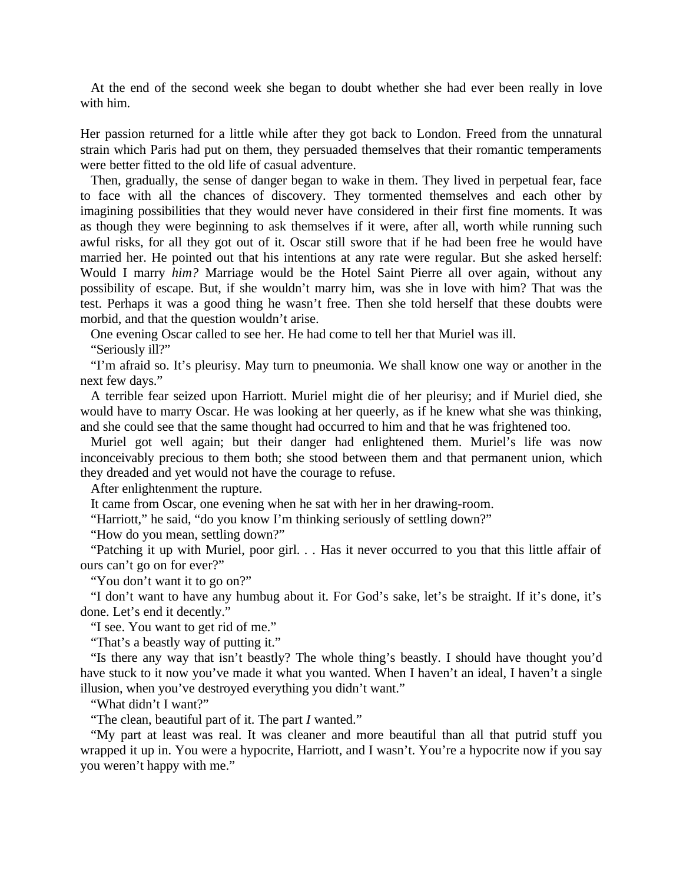At the end of the second week she began to doubt whether she had ever been really in love with him.

Her passion returned for a little while after they got back to London. Freed from the unnatural strain which Paris had put on them, they persuaded themselves that their romantic temperaments were better fitted to the old life of casual adventure.

Then, gradually, the sense of danger began to wake in them. They lived in perpetual fear, face to face with all the chances of discovery. They tormented themselves and each other by imagining possibilities that they would never have considered in their first fine moments. It was as though they were beginning to ask themselves if it were, after all, worth while running such awful risks, for all they got out of it. Oscar still swore that if he had been free he would have married her. He pointed out that his intentions at any rate were regular. But she asked herself: Would I marry *him?* Marriage would be the Hotel Saint Pierre all over again, without any possibility of escape. But, if she wouldn't marry him, was she in love with him? That was the test. Perhaps it was a good thing he wasn't free. Then she told herself that these doubts were morbid, and that the question wouldn't arise.

One evening Oscar called to see her. He had come to tell her that Muriel was ill.

"Seriously ill?"

"I'm afraid so. It's pleurisy. May turn to pneumonia. We shall know one way or another in the next few days."

A terrible fear seized upon Harriott. Muriel might die of her pleurisy; and if Muriel died, she would have to marry Oscar. He was looking at her queerly, as if he knew what she was thinking, and she could see that the same thought had occurred to him and that he was frightened too.

Muriel got well again; but their danger had enlightened them. Muriel's life was now inconceivably precious to them both; she stood between them and that permanent union, which they dreaded and yet would not have the courage to refuse.

After enlightenment the rupture.

It came from Oscar, one evening when he sat with her in her drawing-room.

"Harriott," he said, "do you know I'm thinking seriously of settling down?"

"How do you mean, settling down?"

"Patching it up with Muriel, poor girl. . . Has it never occurred to you that this little affair of ours can't go on for ever?"

"You don't want it to go on?"

"I don't want to have any humbug about it. For God's sake, let's be straight. If it's done, it's done. Let's end it decently."

"I see. You want to get rid of me."

"That's a beastly way of putting it."

"Is there any way that isn't beastly? The whole thing's beastly. I should have thought you'd have stuck to it now you've made it what you wanted. When I haven't an ideal, I haven't a single illusion, when you've destroyed everything you didn't want."

"What didn't I want?"

"The clean, beautiful part of it. The part *I* wanted."

"My part at least was real. It was cleaner and more beautiful than all that putrid stuff you wrapped it up in. You were a hypocrite, Harriott, and I wasn't. You're a hypocrite now if you say you weren't happy with me."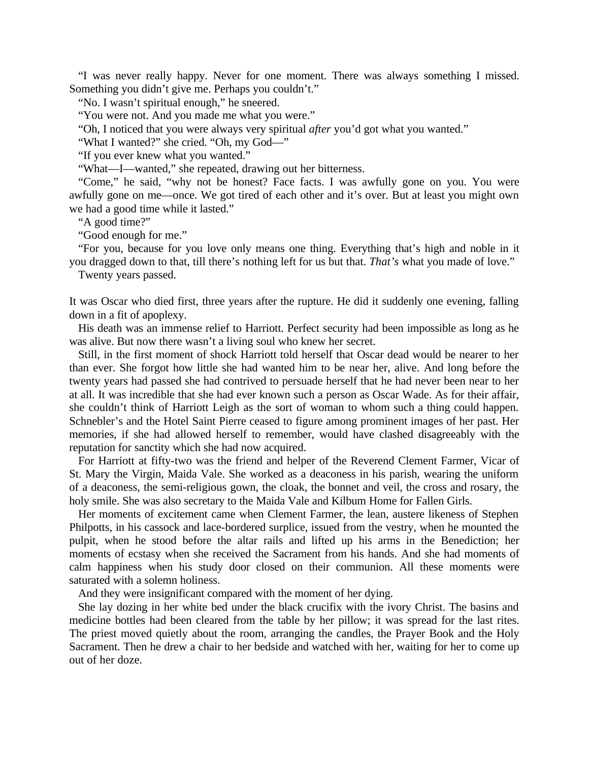"I was never really happy. Never for one moment. There was always something I missed. Something you didn't give me. Perhaps you couldn't."

"No. I wasn't spiritual enough," he sneered.

"You were not. And you made me what you were."

"Oh, I noticed that you were always very spiritual *after* you'd got what you wanted."

"What I wanted?" she cried. "Oh, my God—"

"If you ever knew what you wanted."

"What—I—wanted," she repeated, drawing out her bitterness.

"Come," he said, "why not be honest? Face facts. I was awfully gone on you. You were awfully gone on me—once. We got tired of each other and it's over. But at least you might own we had a good time while it lasted."

"A good time?"

"Good enough for me."

"For you, because for you love only means one thing. Everything that's high and noble in it you dragged down to that, till there's nothing left for us but that. *That's* what you made of love."

Twenty years passed.

It was Oscar who died first, three years after the rupture. He did it suddenly one evening, falling down in a fit of apoplexy.

His death was an immense relief to Harriott. Perfect security had been impossible as long as he was alive. But now there wasn't a living soul who knew her secret.

Still, in the first moment of shock Harriott told herself that Oscar dead would be nearer to her than ever. She forgot how little she had wanted him to be near her, alive. And long before the twenty years had passed she had contrived to persuade herself that he had never been near to her at all. It was incredible that she had ever known such a person as Oscar Wade. As for their affair, she couldn't think of Harriott Leigh as the sort of woman to whom such a thing could happen. Schnebler's and the Hotel Saint Pierre ceased to figure among prominent images of her past. Her memories, if she had allowed herself to remember, would have clashed disagreeably with the reputation for sanctity which she had now acquired.

For Harriott at fifty-two was the friend and helper of the Reverend Clement Farmer, Vicar of St. Mary the Virgin, Maida Vale. She worked as a deaconess in his parish, wearing the uniform of a deaconess, the semi-religious gown, the cloak, the bonnet and veil, the cross and rosary, the holy smile. She was also secretary to the Maida Vale and Kilbum Home for Fallen Girls.

Her moments of excitement came when Clement Farmer, the lean, austere likeness of Stephen Philpotts, in his cassock and lace-bordered surplice, issued from the vestry, when he mounted the pulpit, when he stood before the altar rails and lifted up his arms in the Benediction; her moments of ecstasy when she received the Sacrament from his hands. And she had moments of calm happiness when his study door closed on their communion. All these moments were saturated with a solemn holiness.

And they were insignificant compared with the moment of her dying.

She lay dozing in her white bed under the black crucifix with the ivory Christ. The basins and medicine bottles had been cleared from the table by her pillow; it was spread for the last rites. The priest moved quietly about the room, arranging the candles, the Prayer Book and the Holy Sacrament. Then he drew a chair to her bedside and watched with her, waiting for her to come up out of her doze.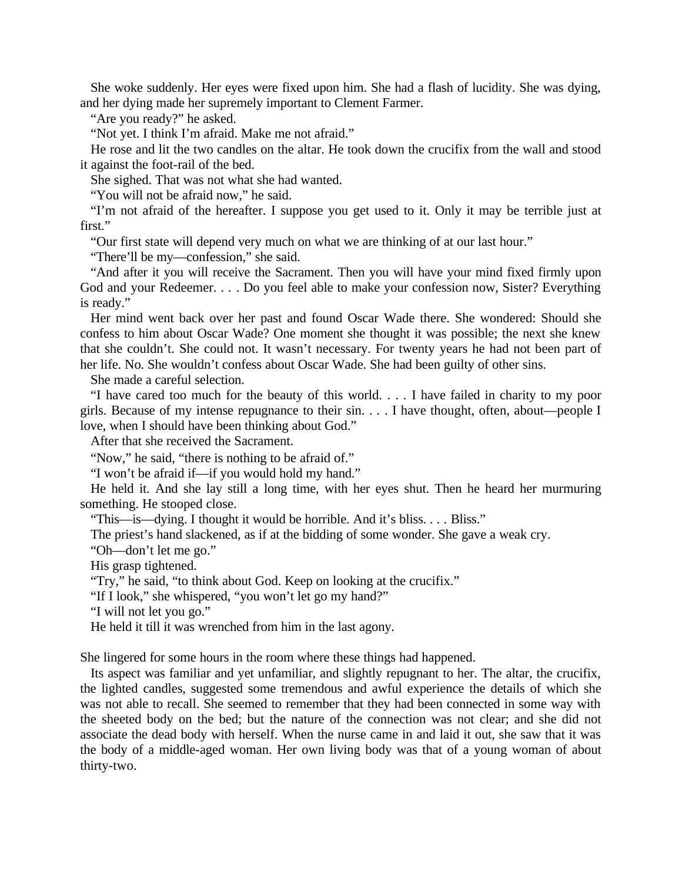She woke suddenly. Her eyes were fixed upon him. She had a flash of lucidity. She was dying, and her dying made her supremely important to Clement Farmer.

"Are you ready?" he asked.

"Not yet. I think I'm afraid. Make me not afraid."

He rose and lit the two candles on the altar. He took down the crucifix from the wall and stood it against the foot-rail of the bed.

She sighed. That was not what she had wanted.

"You will not be afraid now," he said.

"I'm not afraid of the hereafter. I suppose you get used to it. Only it may be terrible just at first."

"Our first state will depend very much on what we are thinking of at our last hour."

"There'll be my—confession," she said.

"And after it you will receive the Sacrament. Then you will have your mind fixed firmly upon God and your Redeemer. . . . Do you feel able to make your confession now, Sister? Everything is ready."

Her mind went back over her past and found Oscar Wade there. She wondered: Should she confess to him about Oscar Wade? One moment she thought it was possible; the next she knew that she couldn't. She could not. It wasn't necessary. For twenty years he had not been part of her life. No. She wouldn't confess about Oscar Wade. She had been guilty of other sins.

She made a careful selection.

"I have cared too much for the beauty of this world. . . . I have failed in charity to my poor girls. Because of my intense repugnance to their sin. . . . I have thought, often, about—people I love, when I should have been thinking about God."

After that she received the Sacrament.

"Now," he said, "there is nothing to be afraid of."

"I won't be afraid if—if you would hold my hand."

He held it. And she lay still a long time, with her eyes shut. Then he heard her murmuring something. He stooped close.

"This—is—dying. I thought it would be horrible. And it's bliss. . . . Bliss."

The priest's hand slackened, as if at the bidding of some wonder. She gave a weak cry.

"Oh—don't let me go."

His grasp tightened.

"Try," he said, "to think about God. Keep on looking at the crucifix."

"If I look," she whispered, "you won't let go my hand?"

"I will not let you go."

He held it till it was wrenched from him in the last agony.

She lingered for some hours in the room where these things had happened.

Its aspect was familiar and yet unfamiliar, and slightly repugnant to her. The altar, the crucifix, the lighted candles, suggested some tremendous and awful experience the details of which she was not able to recall. She seemed to remember that they had been connected in some way with the sheeted body on the bed; but the nature of the connection was not clear; and she did not associate the dead body with herself. When the nurse came in and laid it out, she saw that it was the body of a middle-aged woman. Her own living body was that of a young woman of about thirty-two.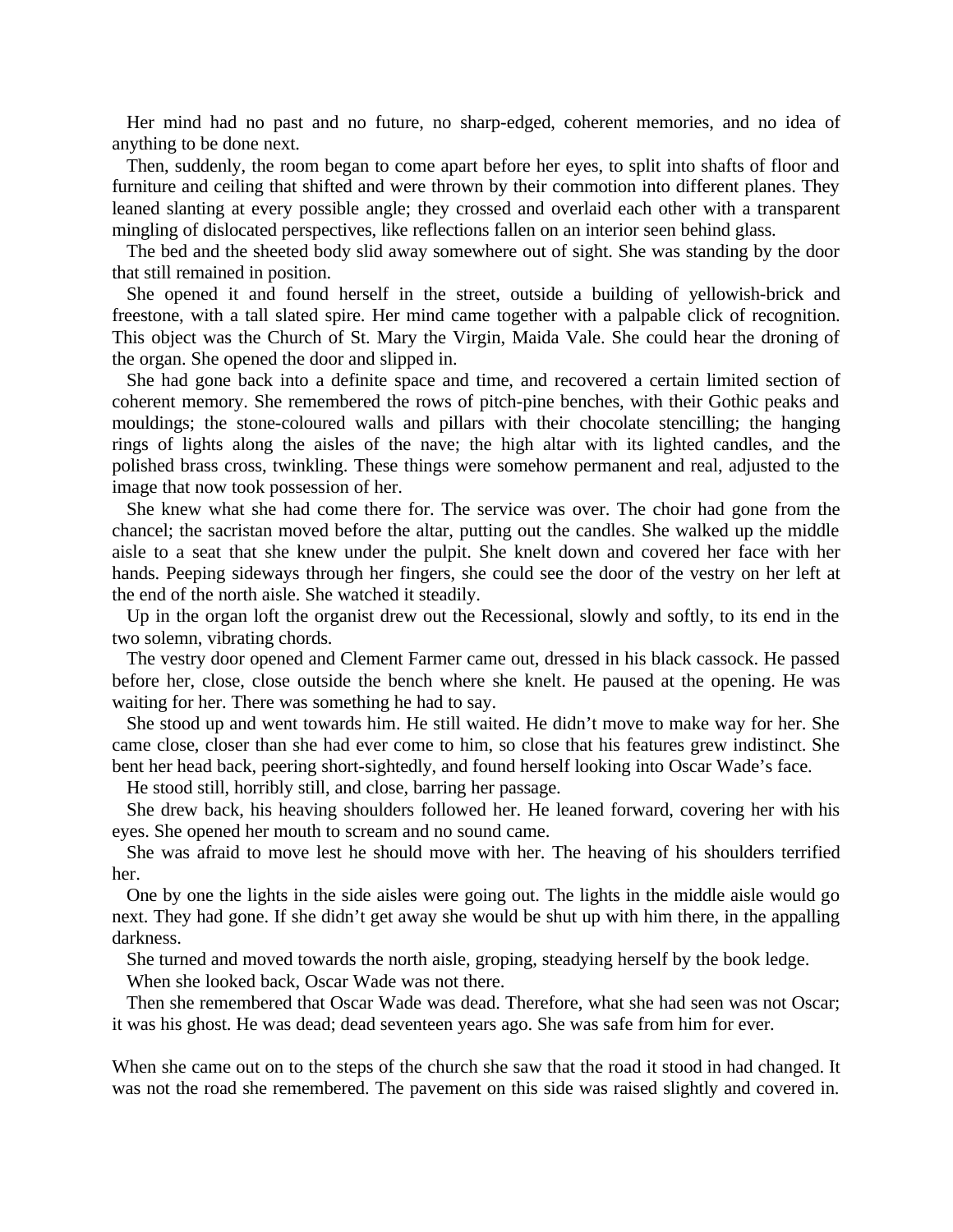Her mind had no past and no future, no sharp-edged, coherent memories, and no idea of anything to be done next.

Then, suddenly, the room began to come apart before her eyes, to split into shafts of floor and furniture and ceiling that shifted and were thrown by their commotion into different planes. They leaned slanting at every possible angle; they crossed and overlaid each other with a transparent mingling of dislocated perspectives, like reflections fallen on an interior seen behind glass.

The bed and the sheeted body slid away somewhere out of sight. She was standing by the door that still remained in position.

She opened it and found herself in the street, outside a building of yellowish-brick and freestone, with a tall slated spire. Her mind came together with a palpable click of recognition. This object was the Church of St. Mary the Virgin, Maida Vale. She could hear the droning of the organ. She opened the door and slipped in.

She had gone back into a definite space and time, and recovered a certain limited section of coherent memory. She remembered the rows of pitch-pine benches, with their Gothic peaks and mouldings; the stone-coloured walls and pillars with their chocolate stencilling; the hanging rings of lights along the aisles of the nave; the high altar with its lighted candles, and the polished brass cross, twinkling. These things were somehow permanent and real, adjusted to the image that now took possession of her.

She knew what she had come there for. The service was over. The choir had gone from the chancel; the sacristan moved before the altar, putting out the candles. She walked up the middle aisle to a seat that she knew under the pulpit. She knelt down and covered her face with her hands. Peeping sideways through her fingers, she could see the door of the vestry on her left at the end of the north aisle. She watched it steadily.

Up in the organ loft the organist drew out the Recessional, slowly and softly, to its end in the two solemn, vibrating chords.

The vestry door opened and Clement Farmer came out, dressed in his black cassock. He passed before her, close, close outside the bench where she knelt. He paused at the opening. He was waiting for her. There was something he had to say.

She stood up and went towards him. He still waited. He didn't move to make way for her. She came close, closer than she had ever come to him, so close that his features grew indistinct. She bent her head back, peering short-sightedly, and found herself looking into Oscar Wade's face.

He stood still, horribly still, and close, barring her passage.

She drew back, his heaving shoulders followed her. He leaned forward, covering her with his eyes. She opened her mouth to scream and no sound came.

She was afraid to move lest he should move with her. The heaving of his shoulders terrified her.

One by one the lights in the side aisles were going out. The lights in the middle aisle would go next. They had gone. If she didn't get away she would be shut up with him there, in the appalling darkness.

She turned and moved towards the north aisle, groping, steadying herself by the book ledge.

When she looked back, Oscar Wade was not there.

Then she remembered that Oscar Wade was dead. Therefore, what she had seen was not Oscar; it was his ghost. He was dead; dead seventeen years ago. She was safe from him for ever.

When she came out on to the steps of the church she saw that the road it stood in had changed. It was not the road she remembered. The pavement on this side was raised slightly and covered in.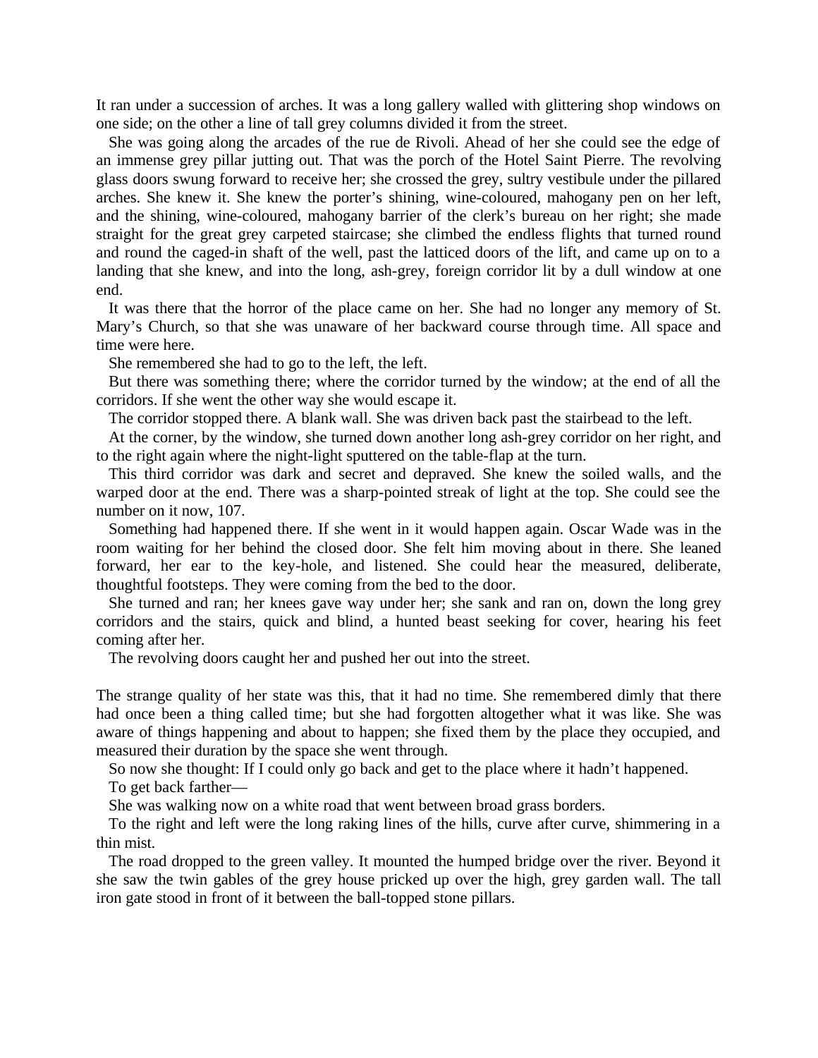It ran under a succession of arches. It was a long gallery walled with glittering shop windows on one side; on the other a line of tall grey columns divided it from the street.

She was going along the arcades of the rue de Rivoli. Ahead of her she could see the edge of an immense grey pillar jutting out. That was the porch of the Hotel Saint Pierre. The revolving glass doors swung forward to receive her; she crossed the grey, sultry vestibule under the pillared arches. She knew it. She knew the porter's shining, wine-coloured, mahogany pen on her left, and the shining, wine-coloured, mahogany barrier of the clerk's bureau on her right; she made straight for the great grey carpeted staircase; she climbed the endless flights that turned round and round the caged-in shaft of the well, past the latticed doors of the lift, and came up on to a landing that she knew, and into the long, ash-grey, foreign corridor lit by a dull window at one end.

It was there that the horror of the place came on her. She had no longer any memory of St. Mary's Church, so that she was unaware of her backward course through time. All space and time were here.

She remembered she had to go to the left, the left.

But there was something there; where the corridor turned by the window; at the end of all the corridors. If she went the other way she would escape it.

The corridor stopped there. A blank wall. She was driven back past the stairhead to the left.

At the corner, by the window, she turned down another long ash-grey corridor on her right, and to the right again where the night-light sputtered on the table-flap at the turn.

This third corridor was dark and secret and depraved. She knew the soiled walls, and the warped door at the end. There was a sharp-pointed streak of light at the top. She could see the number on it now, 107.

Something had happened there. If she went in it would happen again. Oscar Wade was in the room waiting for her behind the closed door. She felt him moving about in there. She leaned forward, her ear to the key-hole, and listened. She could hear the measured, deliberate, thoughtful footsteps. They were coming from the bed to the door.

She turned and ran; her knees gave way under her; she sank and ran on, down the long grey corridors and the stairs, quick and blind, a hunted beast seeking for cover, hearing his feet coming after her.

The revolving doors caught her and pushed her out into the street.

The strange quality of her state was this, that it had no time. She remembered dimly that there had once been a thing called time; but she had forgotten altogether what it was like. She was aware of things happening and about to happen; she fixed them by the place they occupied, and measured their duration by the space she went through.

So now she thought: If I could only go back and get to the place where it hadn't happened.

To get back farther—

She was walking now on a white road that went between broad grass borders.

To the right and left were the long raking lines of the hills, curve after curve, shimmering in a thin mist.

The road dropped to the green valley. It mounted the humped bridge over the river. Beyond it she saw the twin gables of the grey house pricked up over the high, grey garden wall. The tall iron gate stood in front of it between the ball-topped stone pillars.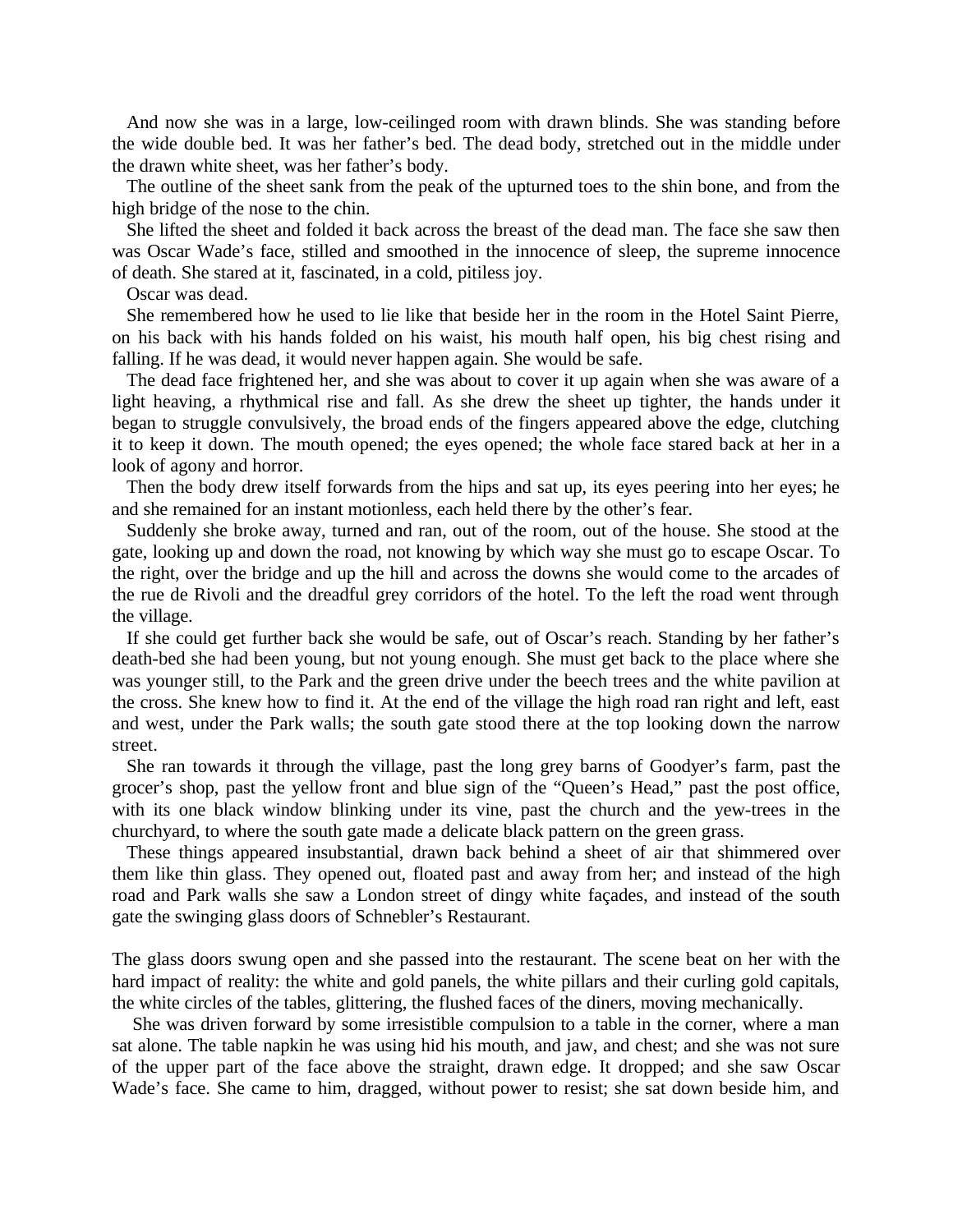And now she was in a large, low-ceilinged room with drawn blinds. She was standing before the wide double bed. It was her father's bed. The dead body, stretched out in the middle under the drawn white sheet, was her father's body.

The outline of the sheet sank from the peak of the upturned toes to the shin bone, and from the high bridge of the nose to the chin.

She lifted the sheet and folded it back across the breast of the dead man. The face she saw then was Oscar Wade's face, stilled and smoothed in the innocence of sleep, the supreme innocence of death. She stared at it, fascinated, in a cold, pitiless joy.

Oscar was dead.

She remembered how he used to lie like that beside her in the room in the Hotel Saint Pierre, on his back with his hands folded on his waist, his mouth half open, his big chest rising and falling. If he was dead, it would never happen again. She would be safe.

The dead face frightened her, and she was about to cover it up again when she was aware of a light heaving, a rhythmical rise and fall. As she drew the sheet up tighter, the hands under it began to struggle convulsively, the broad ends of the fingers appeared above the edge, clutching it to keep it down. The mouth opened; the eyes opened; the whole face stared back at her in a look of agony and horror.

Then the body drew itself forwards from the hips and sat up, its eyes peering into her eyes; he and she remained for an instant motionless, each held there by the other's fear.

Suddenly she broke away, turned and ran, out of the room, out of the house. She stood at the gate, looking up and down the road, not knowing by which way she must go to escape Oscar. To the right, over the bridge and up the hill and across the downs she would come to the arcades of the rue de Rivoli and the dreadful grey corridors of the hotel. To the left the road went through the village.

If she could get further back she would be safe, out of Oscar's reach. Standing by her father's death-bed she had been young, but not young enough. She must get back to the place where she was younger still, to the Park and the green drive under the beech trees and the white pavilion at the cross. She knew how to find it. At the end of the village the high road ran right and left, east and west, under the Park walls; the south gate stood there at the top looking down the narrow street.

She ran towards it through the village, past the long grey barns of Goodyer's farm, past the grocer's shop, past the yellow front and blue sign of the "Queen's Head," past the post office, with its one black window blinking under its vine, past the church and the yew-trees in the churchyard, to where the south gate made a delicate black pattern on the green grass.

These things appeared insubstantial, drawn back behind a sheet of air that shimmered over them like thin glass. They opened out, floated past and away from her; and instead of the high road and Park walls she saw a London street of dingy white façades, and instead of the south gate the swinging glass doors of Schnebler's Restaurant.

The glass doors swung open and she passed into the restaurant. The scene beat on her with the hard impact of reality: the white and gold panels, the white pillars and their curling gold capitals, the white circles of the tables, glittering, the flushed faces of the diners, moving mechanically.

She was driven forward by some irresistible compulsion to a table in the corner, where a man sat alone. The table napkin he was using hid his mouth, and jaw, and chest; and she was not sure of the upper part of the face above the straight, drawn edge. It dropped; and she saw Oscar Wade's face. She came to him, dragged, without power to resist; she sat down beside him, and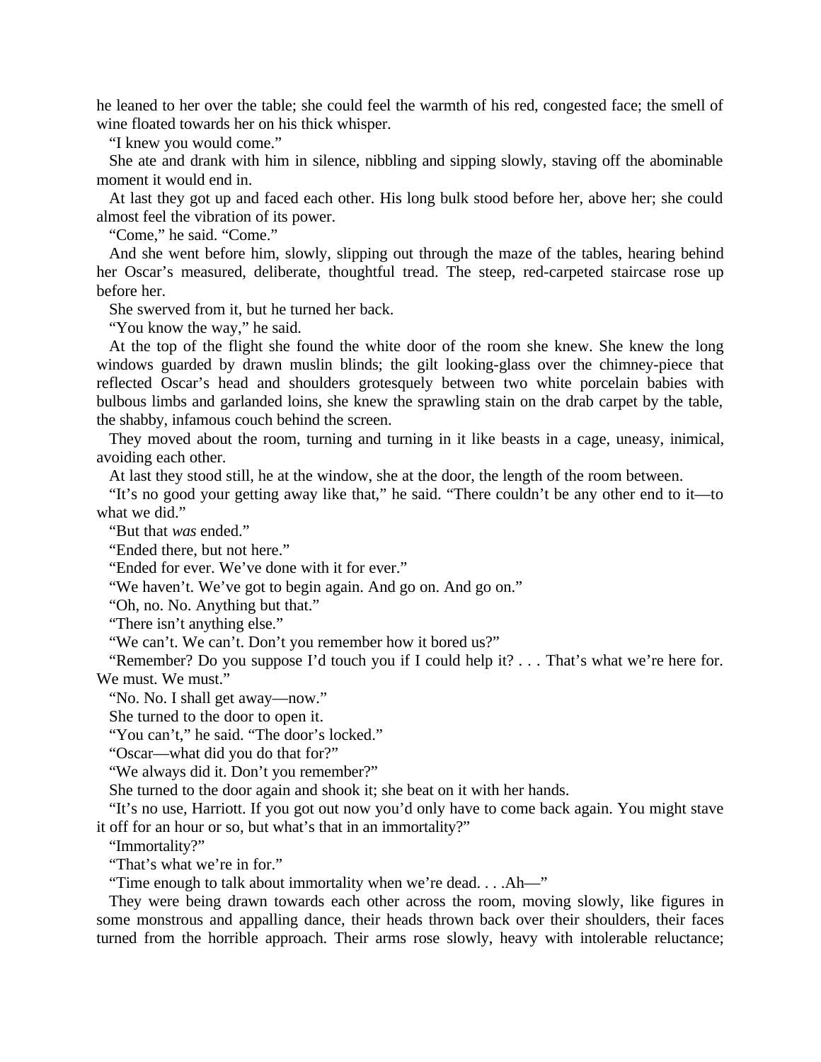he leaned to her over the table; she could feel the warmth of his red, congested face; the smell of wine floated towards her on his thick whisper.

"I knew you would come."

She ate and drank with him in silence, nibbling and sipping slowly, staving off the abominable moment it would end in.

At last they got up and faced each other. His long bulk stood before her, above her; she could almost feel the vibration of its power.

"Come," he said. "Come."

And she went before him, slowly, slipping out through the maze of the tables, hearing behind her Oscar's measured, deliberate, thoughtful tread. The steep, red-carpeted staircase rose up before her.

She swerved from it, but he turned her back.

"You know the way," he said.

At the top of the flight she found the white door of the room she knew. She knew the long windows guarded by drawn muslin blinds; the gilt looking-glass over the chimney-piece that reflected Oscar's head and shoulders grotesquely between two white porcelain babies with bulbous limbs and garlanded loins, she knew the sprawling stain on the drab carpet by the table, the shabby, infamous couch behind the screen.

They moved about the room, turning and turning in it like beasts in a cage, uneasy, inimical, avoiding each other.

At last they stood still, he at the window, she at the door, the length of the room between.

"It's no good your getting away like that," he said. "There couldn't be any other end to it—to what we did."

"But that *was* ended."

"Ended there, but not here."

"Ended for ever. We've done with it for ever."

"We haven't. We've got to begin again. And go on. And go on."

"Oh, no. No. Anything but that."

"There isn't anything else."

"We can't. We can't. Don't you remember how it bored us?"

"Remember? Do you suppose I'd touch you if I could help it? . . . That's what we're here for. We must. We must."

"No. No. I shall get away—now."

She turned to the door to open it.

"You can't," he said. "The door's locked."

"Oscar—what did you do that for?"

"We always did it. Don't you remember?"

She turned to the door again and shook it; she beat on it with her hands.

"It's no use, Harriott. If you got out now you'd only have to come back again. You might stave it off for an hour or so, but what's that in an immortality?"

"Immortality?"

"That's what we're in for."

"Time enough to talk about immortality when we're dead. . . .Ah—"

They were being drawn towards each other across the room, moving slowly, like figures in some monstrous and appalling dance, their heads thrown back over their shoulders, their faces turned from the horrible approach. Their arms rose slowly, heavy with intolerable reluctance;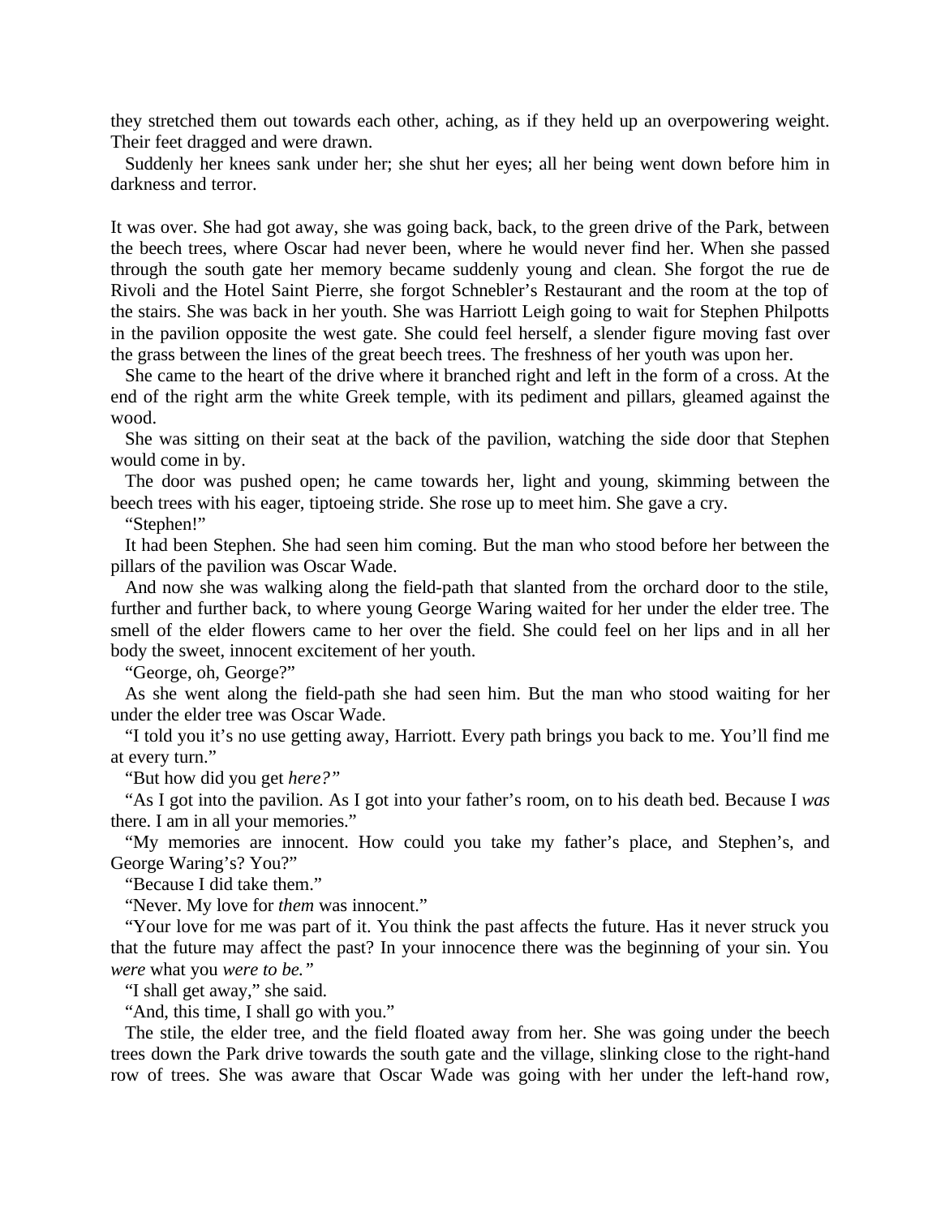they stretched them out towards each other, aching, as if they held up an overpowering weight. Their feet dragged and were drawn.

Suddenly her knees sank under her; she shut her eyes; all her being went down before him in darkness and terror.

It was over. She had got away, she was going back, back, to the green drive of the Park, between the beech trees, where Oscar had never been, where he would never find her. When she passed through the south gate her memory became suddenly young and clean. She forgot the rue de Rivoli and the Hotel Saint Pierre, she forgot Schnebler's Restaurant and the room at the top of the stairs. She was back in her youth. She was Harriott Leigh going to wait for Stephen Philpotts in the pavilion opposite the west gate. She could feel herself, a slender figure moving fast over the grass between the lines of the great beech trees. The freshness of her youth was upon her.

She came to the heart of the drive where it branched right and left in the form of a cross. At the end of the right arm the white Greek temple, with its pediment and pillars, gleamed against the wood.

She was sitting on their seat at the back of the pavilion, watching the side door that Stephen would come in by.

The door was pushed open; he came towards her, light and young, skimming between the beech trees with his eager, tiptoeing stride. She rose up to meet him. She gave a cry.

"Stephen!"

It had been Stephen. She had seen him coming. But the man who stood before her between the pillars of the pavilion was Oscar Wade.

And now she was walking along the field-path that slanted from the orchard door to the stile, further and further back, to where young George Waring waited for her under the elder tree. The smell of the elder flowers came to her over the field. She could feel on her lips and in all her body the sweet, innocent excitement of her youth.

"George, oh, George?"

As she went along the field-path she had seen him. But the man who stood waiting for her under the elder tree was Oscar Wade.

"I told you it's no use getting away, Harriott. Every path brings you back to me. You'll find me at every turn."

"But how did you get *here?"*

"As I got into the pavilion. As I got into your father's room, on to his death bed. Because I *was* there. I am in all your memories."

"My memories are innocent. How could you take my father's place, and Stephen's, and George Waring's? You?"

"Because I did take them."

"Never. My love for *them* was innocent."

"Your love for me was part of it. You think the past affects the future. Has it never struck you that the future may affect the past? In your innocence there was the beginning of your sin. You *were* what you *were to be."*

"I shall get away," she said.

"And, this time, I shall go with you."

The stile, the elder tree, and the field floated away from her. She was going under the beech trees down the Park drive towards the south gate and the village, slinking close to the right-hand row of trees. She was aware that Oscar Wade was going with her under the left-hand row,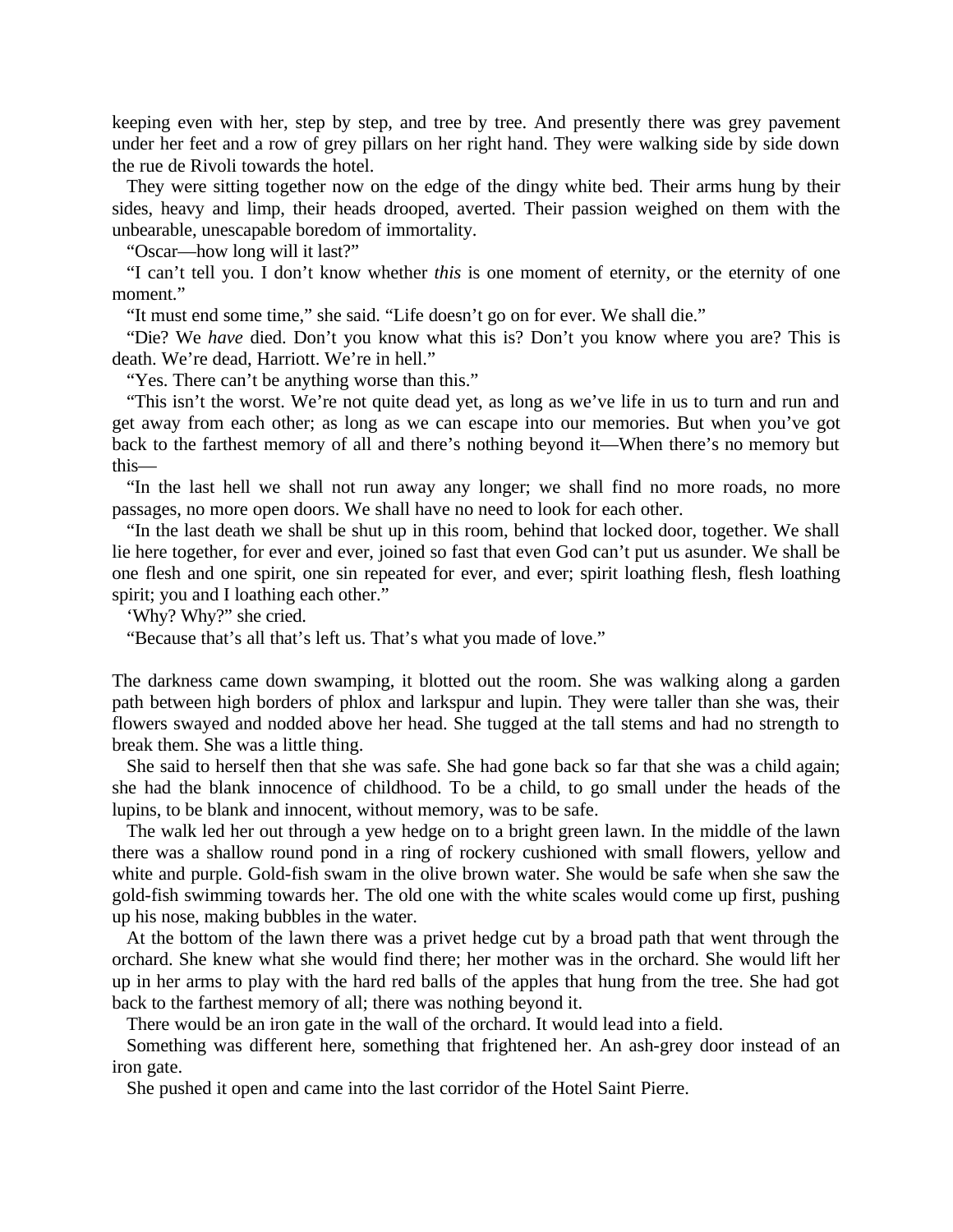keeping even with her, step by step, and tree by tree. And presently there was grey pavement under her feet and a row of grey pillars on her right hand. They were walking side by side down the rue de Rivoli towards the hotel.

They were sitting together now on the edge of the dingy white bed. Their arms hung by their sides, heavy and limp, their heads drooped, averted. Their passion weighed on them with the unbearable, unescapable boredom of immortality.

"Oscar—how long will it last?"

"I can't tell you. I don't know whether *this* is one moment of eternity, or the eternity of one moment."

"It must end some time," she said. "Life doesn't go on for ever. We shall die."

"Die? We *have* died. Don't you know what this is? Don't you know where you are? This is death. We're dead, Harriott. We're in hell."

"Yes. There can't be anything worse than this."

"This isn't the worst. We're not quite dead yet, as long as we've life in us to turn and run and get away from each other; as long as we can escape into our memories. But when you've got back to the farthest memory of all and there's nothing beyond it—When there's no memory but this—

"In the last hell we shall not run away any longer; we shall find no more roads, no more passages, no more open doors. We shall have no need to look for each other.

"In the last death we shall be shut up in this room, behind that locked door, together. We shall lie here together, for ever and ever, joined so fast that even God can't put us asunder. We shall be one flesh and one spirit, one sin repeated for ever, and ever; spirit loathing flesh, flesh loathing spirit; you and I loathing each other."

'Why? Why?" she cried.

"Because that's all that's left us. That's what you made of love."

The darkness came down swamping, it blotted out the room. She was walking along a garden path between high borders of phlox and larkspur and lupin. They were taller than she was, their flowers swayed and nodded above her head. She tugged at the tall stems and had no strength to break them. She was a little thing.

She said to herself then that she was safe. She had gone back so far that she was a child again; she had the blank innocence of childhood. To be a child, to go small under the heads of the lupins, to be blank and innocent, without memory, was to be safe.

The walk led her out through a yew hedge on to a bright green lawn. In the middle of the lawn there was a shallow round pond in a ring of rockery cushioned with small flowers, yellow and white and purple. Gold-fish swam in the olive brown water. She would be safe when she saw the gold-fish swimming towards her. The old one with the white scales would come up first, pushing up his nose, making bubbles in the water.

At the bottom of the lawn there was a privet hedge cut by a broad path that went through the orchard. She knew what she would find there; her mother was in the orchard. She would lift her up in her arms to play with the hard red balls of the apples that hung from the tree. She had got back to the farthest memory of all; there was nothing beyond it.

There would be an iron gate in the wall of the orchard. It would lead into a field.

Something was different here, something that frightened her. An ash-grey door instead of an iron gate.

She pushed it open and came into the last corridor of the Hotel Saint Pierre.